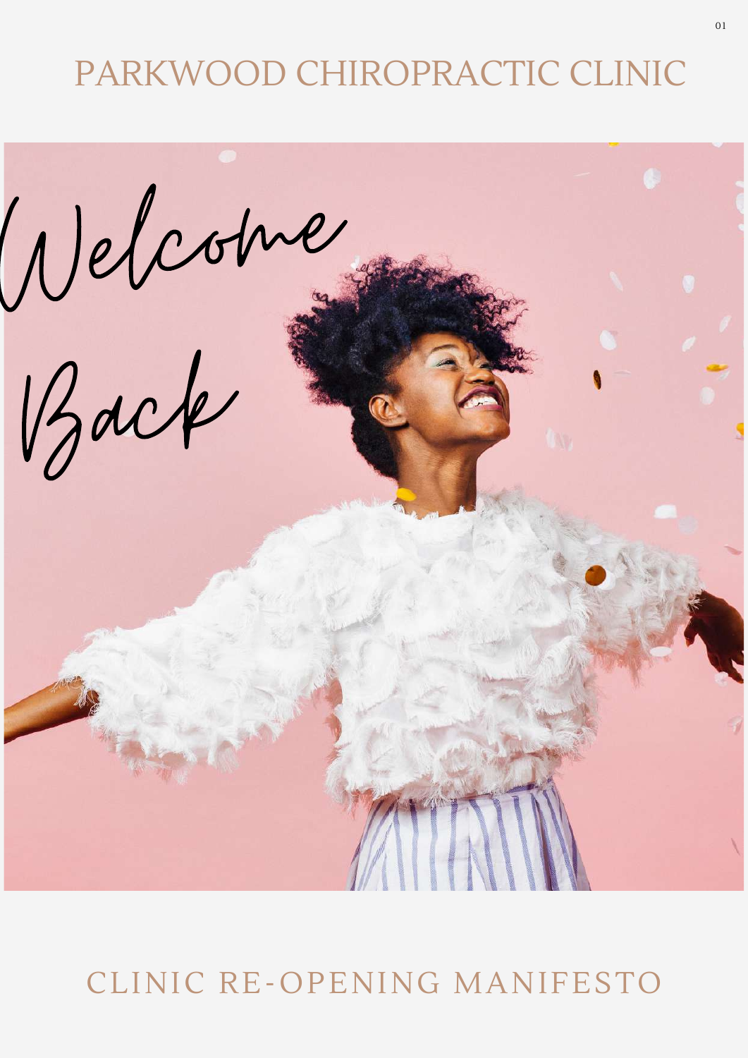# PARKWOOD CHIROPRACTIC CLINIC

Welcome Back

## CLINIC RE-OPENING MANIFESTO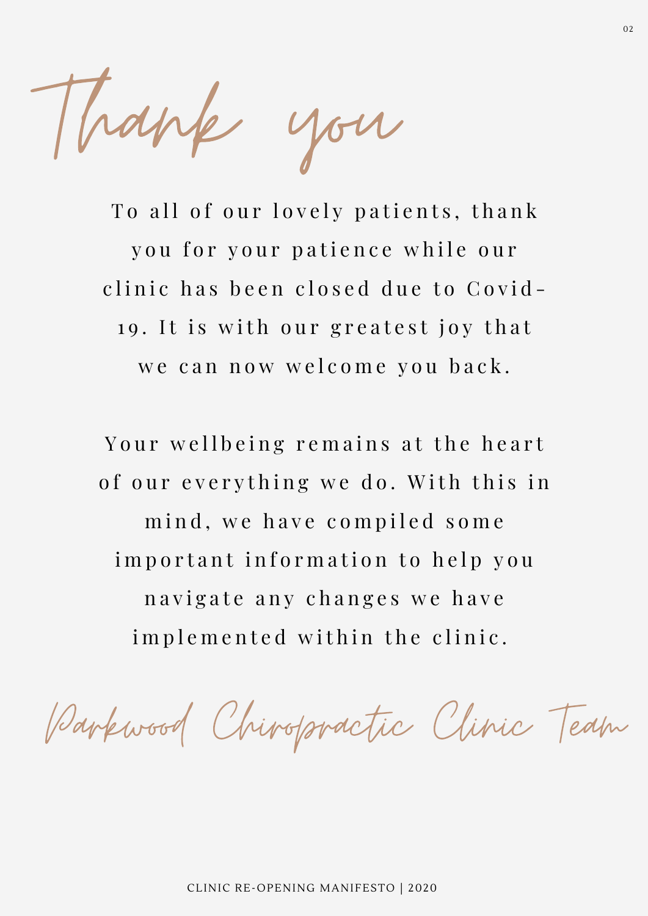# Thank you

To all of our lovely patients, thank you for your patience while our clinic has been closed due to Covid-19. It is with our greatest joy that we can now welcome you back.

Your wellbeing remains at the heart of our everything we do. With this in mind, we have compiled some important information to help you navigate any changes we have implemented within the clinic.

*Parkwood Chiropractic Clinic Team*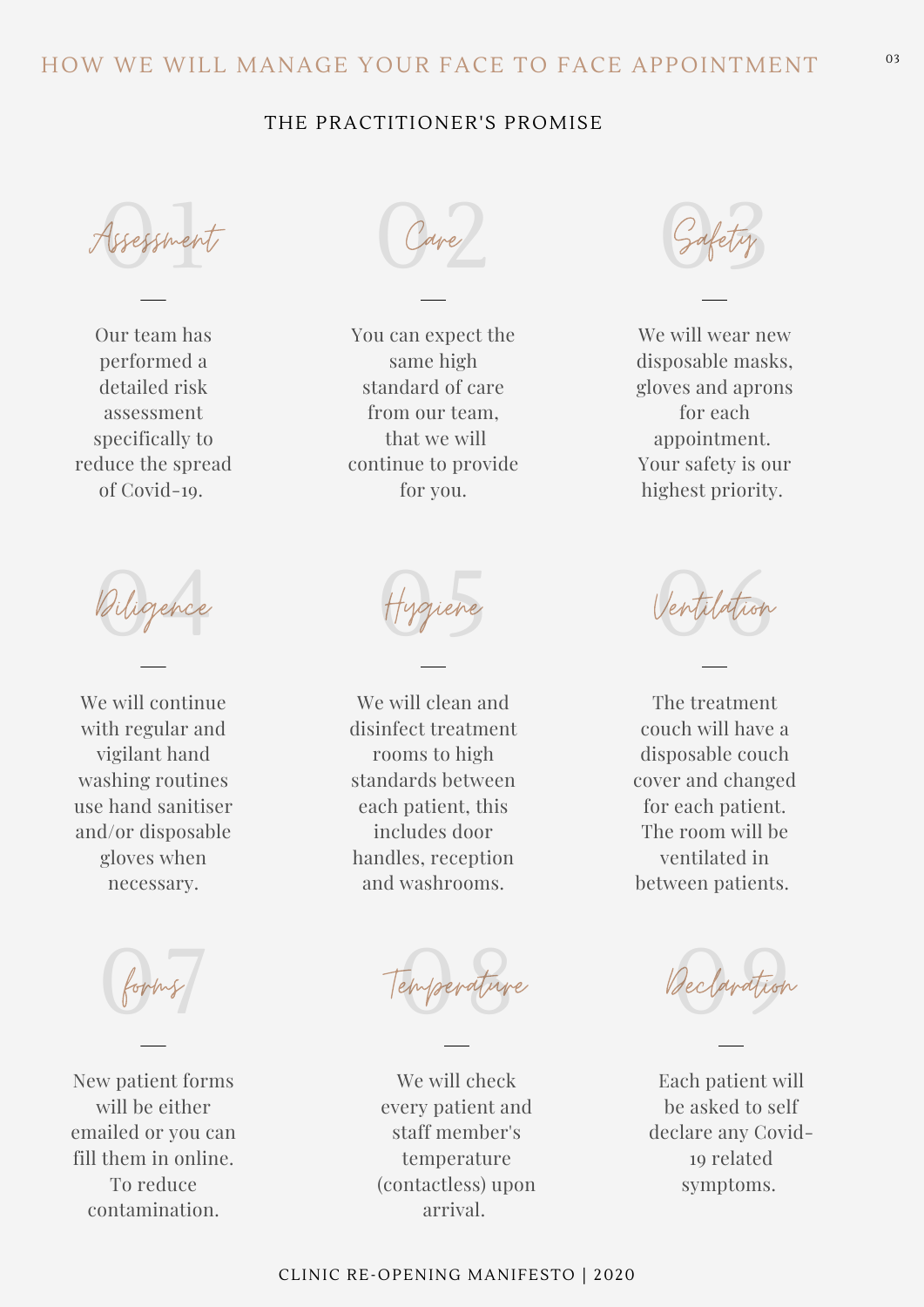# HOW WE WILL MANAGE YOUR FACE TO FACE APPOINTMENT

## THE PRACTITIONER'S PROMISE

### 01 Assessment

Our team has performed a detailed risk assessment specifically to reduce the spread of Covid-19.

### 02 Care

You can expect the same high standard of care from our team, that we will continue to provide for you.

### 03 Safety

We will wear new disposable masks, gloves and aprons for each appointment. Your safety is our highest priority.

### 04 Diligence

We will continue with regular and vigilant hand washing routines use hand sanitiser and/or disposable gloves when necessary.

### 05 Hygiene

We will clean and disinfect treatment rooms to high standards between each patient, this includes door handles, reception and washrooms.

### 06 Ventilation

The treatment couch will have a disposable couch cover and changed for each patient. The room will be ventilated in between patients.

### 07 forms

New patient forms will be either emailed or you can fill them in online. To reduce contamination.

### 08 Temperature

We will check every patient and staff member's temperature (contactless) upon arrival.

### 09 Declaration

Each patient will be asked to self declare any Covid-19 related symptoms.

CLINIC RE-OPENING MANIFESTO | 2020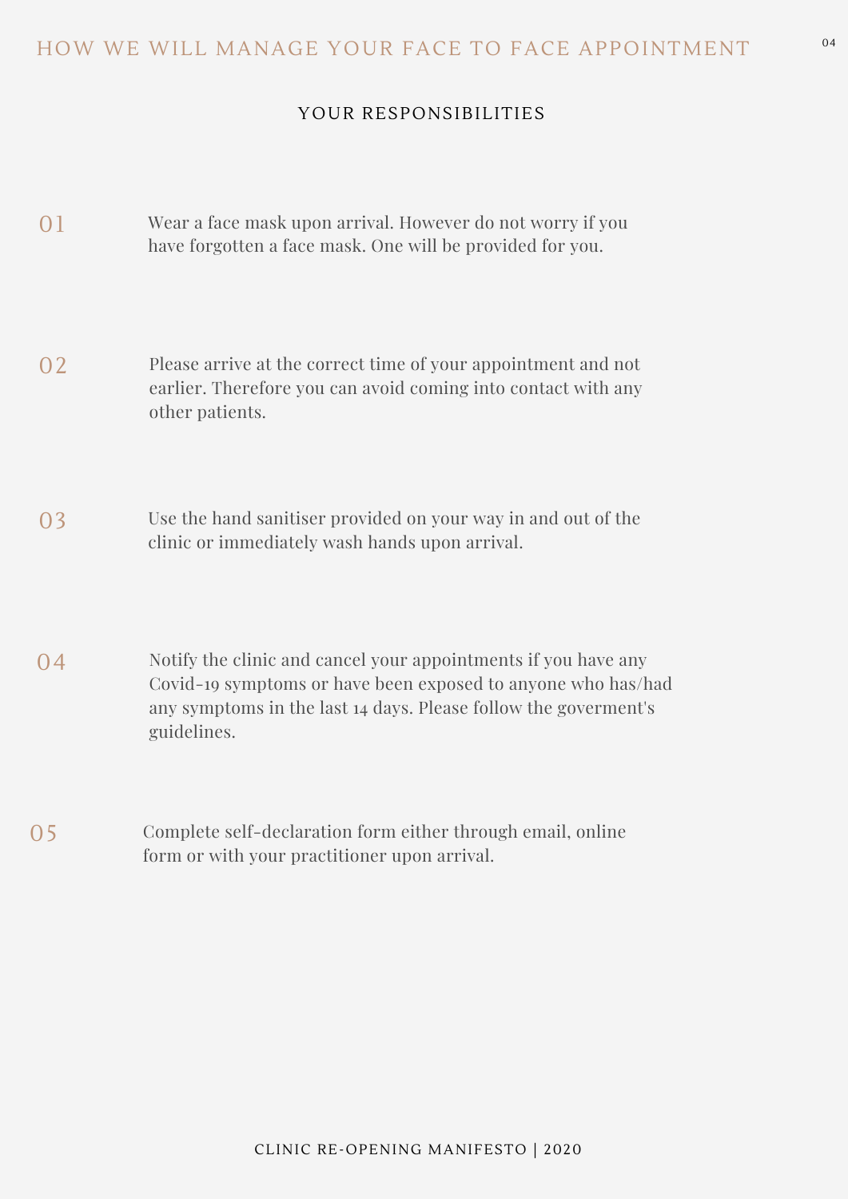# HOW WE WILL MANAGE YOUR FACE TO FACE APPOINTMENT

## YOUR RESPONSIBILITIES

01 Wear a face mask upon arrival. However do not worry if you have forgotten a face mask. One will be provided for you.

02 Please arrive at the correct time of your appointment and not earlier. Therefore you can avoid coming into contact with any other patients.

03 Use the hand sanitiser provided on your way in and out of the clinic or immediately wash hands upon arrival.

04 Notify the clinic and cancel your appointments if you have any Covid-19 symptoms or have been exposed to anyone who has/had any symptoms in the last 14 days. Please follow the goverment's guidelines.

05 Complete self-declaration form either through email, online form or with your practitioner upon arrival.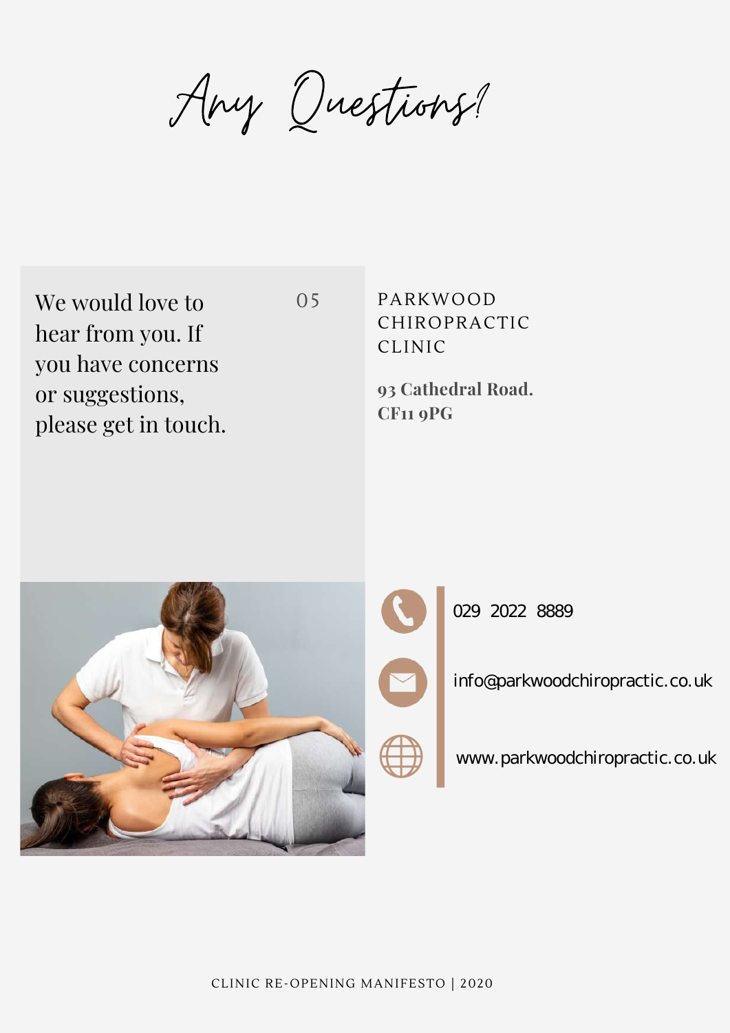# Any Questions?

We would love to hear from you. If you have concerns or suggestions, please get in touch.

05

PARKWOOD CHIROPRACTIC CLINIC

**93 Cathedral Road.**
**CF11 9PG**

029 2022 8889

info@parkwoodchiropractic.co.uk

www.parkwoodchiropractic.co.uk

CLINIC RE-OPENING MANIFESTO | 2020